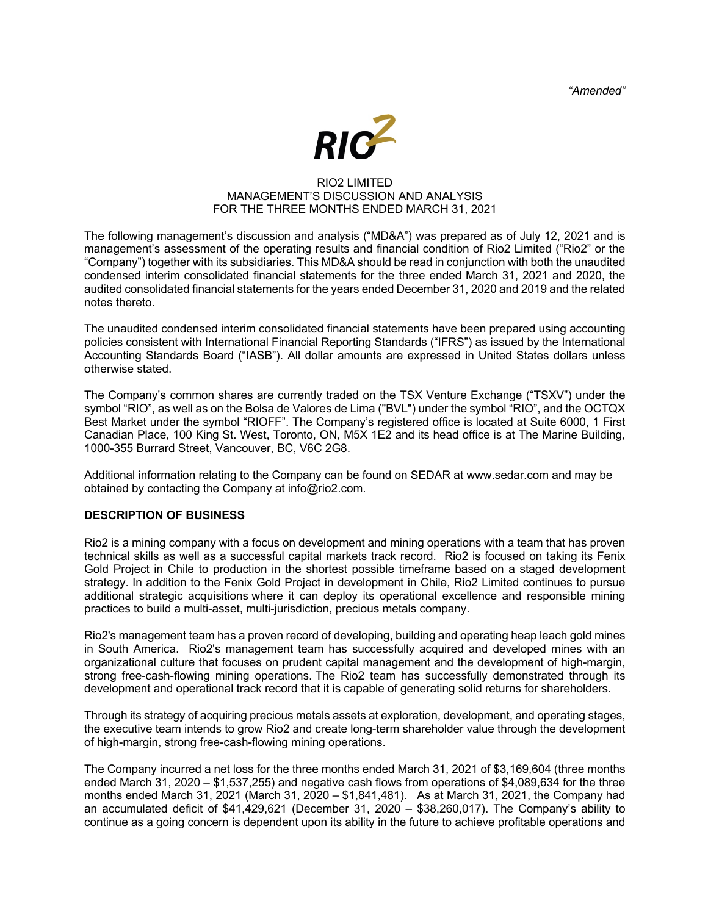*"Amended"*

RIO2 LIMITED
MANAGEMENT'S DISCUSSION AND ANALYSIS
FOR THE THREE MONTHS ENDED MARCH 31, 2021

The following management's discussion and analysis ("MD&A") was prepared as of July 12, 2021 and is management's assessment of the operating results and financial condition of Rio2 Limited ("Rio2" or the "Company") together with its subsidiaries. This MD&A should be read in conjunction with both the unaudited condensed interim consolidated financial statements for the three ended March 31, 2021 and 2020, the audited consolidated financial statements for the years ended December 31, 2020 and 2019 and the related notes thereto.

The unaudited condensed interim consolidated financial statements have been prepared using accounting policies consistent with International Financial Reporting Standards ("IFRS") as issued by the International Accounting Standards Board ("IASB"). All dollar amounts are expressed in United States dollars unless otherwise stated.

The Company's common shares are currently traded on the TSX Venture Exchange ("TSXV") under the symbol "RIO", as well as on the Bolsa de Valores de Lima ("BVL") under the symbol "RIO", and the OCTQX Best Market under the symbol "RIOFF". The Company's registered office is located at Suite 6000, 1 First Canadian Place, 100 King St. West, Toronto, ON, M5X 1E2 and its head office is at The Marine Building, 1000-355 Burrard Street, Vancouver, BC, V6C 2G8.

Additional information relating to the Company can be found on SEDAR at www.sedar.com and may be obtained by contacting the Company at info@rio2.com.

## DESCRIPTION OF BUSINESS

Rio2 is a mining company with a focus on development and mining operations with a team that has proven technical skills as well as a successful capital markets track record. Rio2 is focused on taking its Fenix Gold Project in Chile to production in the shortest possible timeframe based on a staged development strategy. In addition to the Fenix Gold Project in development in Chile, Rio2 Limited continues to pursue additional strategic acquisitions where it can deploy its operational excellence and responsible mining practices to build a multi-asset, multi-jurisdiction, precious metals company.

Rio2's management team has a proven record of developing, building and operating heap leach gold mines in South America. Rio2's management team has successfully acquired and developed mines with an organizational culture that focuses on prudent capital management and the development of high-margin, strong free-cash-flowing mining operations. The Rio2 team has successfully demonstrated through its development and operational track record that it is capable of generating solid returns for shareholders.

Through its strategy of acquiring precious metals assets at exploration, development, and operating stages, the executive team intends to grow Rio2 and create long-term shareholder value through the development of high-margin, strong free-cash-flowing mining operations.

The Company incurred a net loss for the three months ended March 31, 2021 of $3,169,604 (three months ended March 31, 2020 – $1,537,255) and negative cash flows from operations of $4,089,634 for the three months ended March 31, 2021 (March 31, 2020 – $1,841,481). As at March 31, 2021, the Company had an accumulated deficit of $41,429,621 (December 31, 2020 – $38,260,017). The Company's ability to continue as a going concern is dependent upon its ability in the future to achieve profitable operations and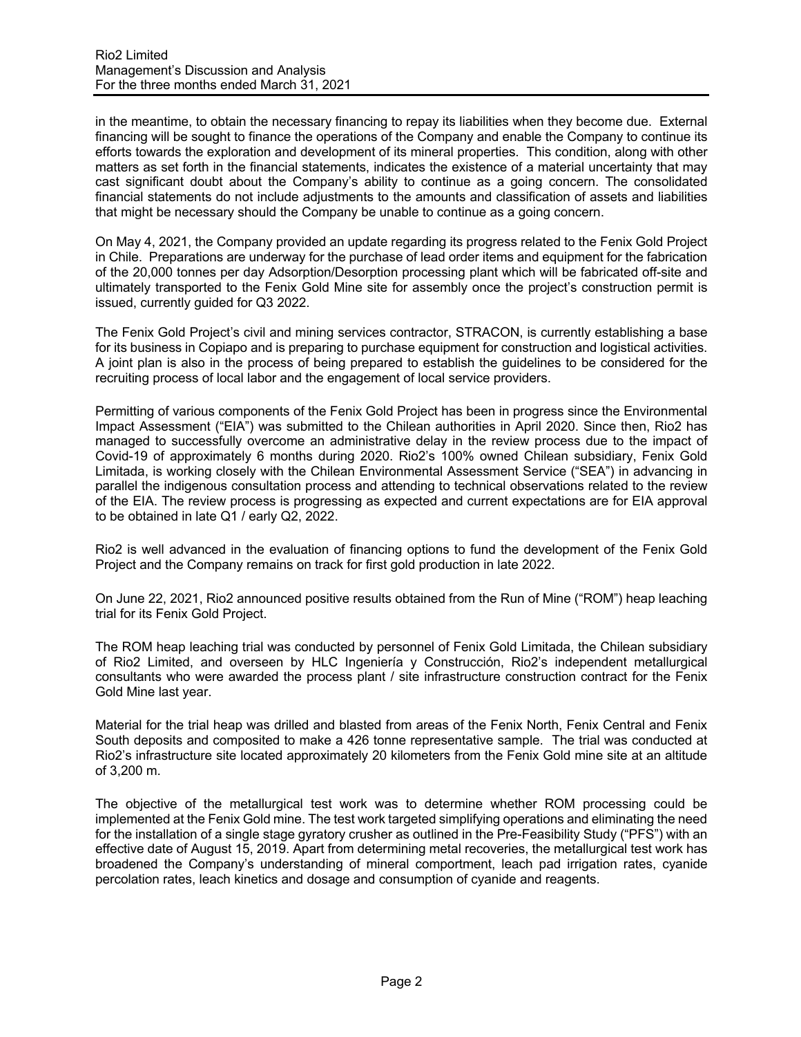in the meantime, to obtain the necessary financing to repay its liabilities when they become due. External financing will be sought to finance the operations of the Company and enable the Company to continue its efforts towards the exploration and development of its mineral properties. This condition, along with other matters as set forth in the financial statements, indicates the existence of a material uncertainty that may cast significant doubt about the Company's ability to continue as a going concern. The consolidated financial statements do not include adjustments to the amounts and classification of assets and liabilities that might be necessary should the Company be unable to continue as a going concern.

On May 4, 2021, the Company provided an update regarding its progress related to the Fenix Gold Project in Chile. Preparations are underway for the purchase of lead order items and equipment for the fabrication of the 20,000 tonnes per day Adsorption/Desorption processing plant which will be fabricated off-site and ultimately transported to the Fenix Gold Mine site for assembly once the project's construction permit is issued, currently guided for Q3 2022.

The Fenix Gold Project's civil and mining services contractor, STRACON, is currently establishing a base for its business in Copiapo and is preparing to purchase equipment for construction and logistical activities. A joint plan is also in the process of being prepared to establish the guidelines to be considered for the recruiting process of local labor and the engagement of local service providers.

Permitting of various components of the Fenix Gold Project has been in progress since the Environmental Impact Assessment ("EIA") was submitted to the Chilean authorities in April 2020. Since then, Rio2 has managed to successfully overcome an administrative delay in the review process due to the impact of Covid-19 of approximately 6 months during 2020. Rio2's 100% owned Chilean subsidiary, Fenix Gold Limitada, is working closely with the Chilean Environmental Assessment Service ("SEA") in advancing in parallel the indigenous consultation process and attending to technical observations related to the review of the EIA. The review process is progressing as expected and current expectations are for EIA approval to be obtained in late Q1 / early Q2, 2022.

Rio2 is well advanced in the evaluation of financing options to fund the development of the Fenix Gold Project and the Company remains on track for first gold production in late 2022.

On June 22, 2021, Rio2 announced positive results obtained from the Run of Mine ("ROM") heap leaching trial for its Fenix Gold Project.

The ROM heap leaching trial was conducted by personnel of Fenix Gold Limitada, the Chilean subsidiary of Rio2 Limited, and overseen by HLC Ingeniería y Construcción, Rio2's independent metallurgical consultants who were awarded the process plant / site infrastructure construction contract for the Fenix Gold Mine last year.

Material for the trial heap was drilled and blasted from areas of the Fenix North, Fenix Central and Fenix South deposits and composited to make a 426 tonne representative sample. The trial was conducted at Rio2's infrastructure site located approximately 20 kilometers from the Fenix Gold mine site at an altitude of 3,200 m.

The objective of the metallurgical test work was to determine whether ROM processing could be implemented at the Fenix Gold mine. The test work targeted simplifying operations and eliminating the need for the installation of a single stage gyratory crusher as outlined in the Pre-Feasibility Study ("PFS") with an effective date of August 15, 2019. Apart from determining metal recoveries, the metallurgical test work has broadened the Company's understanding of mineral comportment, leach pad irrigation rates, cyanide percolation rates, leach kinetics and dosage and consumption of cyanide and reagents.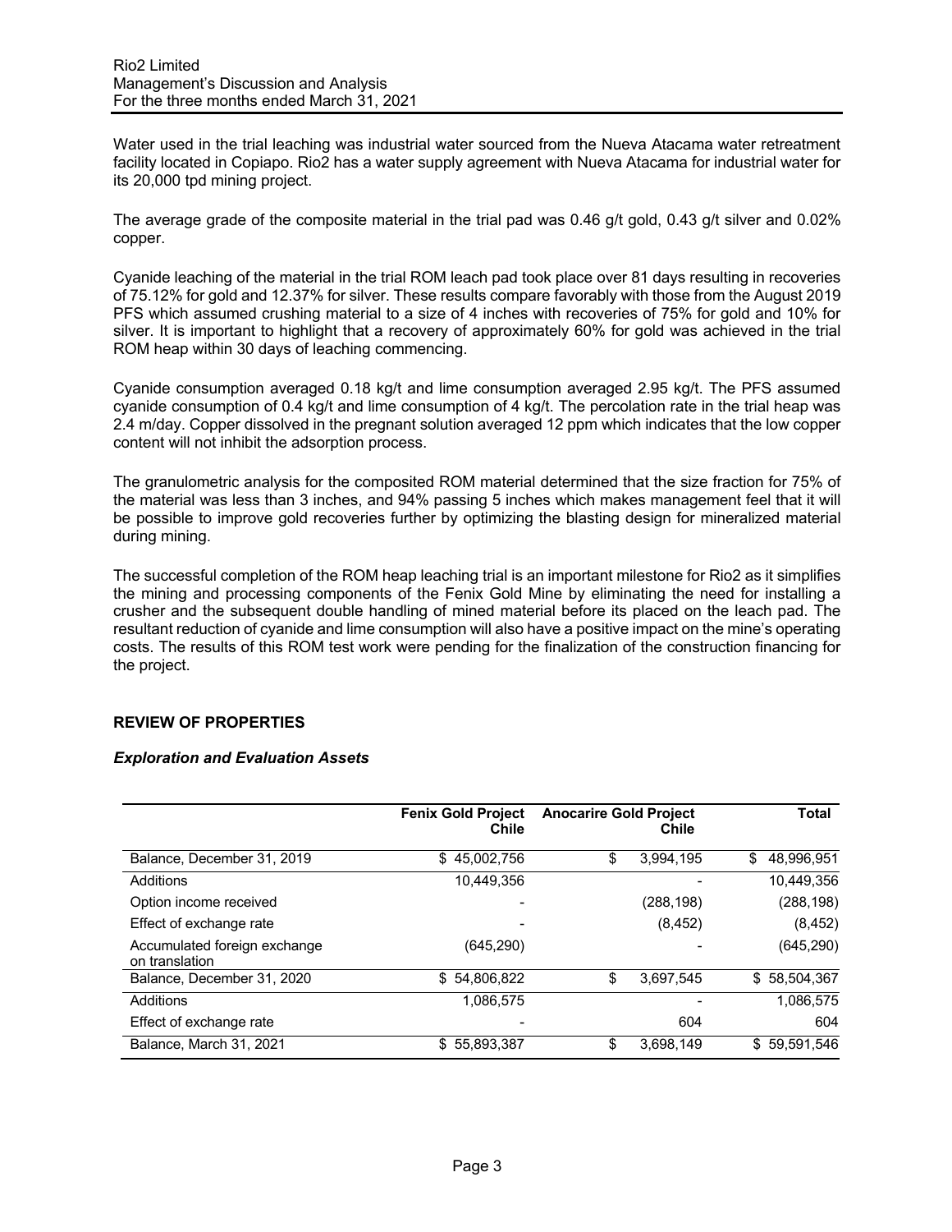Water used in the trial leaching was industrial water sourced from the Nueva Atacama water retreatment facility located in Copiapo. Rio2 has a water supply agreement with Nueva Atacama for industrial water for its 20,000 tpd mining project.

The average grade of the composite material in the trial pad was 0.46 g/t gold, 0.43 g/t silver and 0.02% copper.

Cyanide leaching of the material in the trial ROM leach pad took place over 81 days resulting in recoveries of 75.12% for gold and 12.37% for silver. These results compare favorably with those from the August 2019 PFS which assumed crushing material to a size of 4 inches with recoveries of 75% for gold and 10% for silver. It is important to highlight that a recovery of approximately 60% for gold was achieved in the trial ROM heap within 30 days of leaching commencing.

Cyanide consumption averaged 0.18 kg/t and lime consumption averaged 2.95 kg/t. The PFS assumed cyanide consumption of 0.4 kg/t and lime consumption of 4 kg/t. The percolation rate in the trial heap was 2.4 m/day. Copper dissolved in the pregnant solution averaged 12 ppm which indicates that the low copper content will not inhibit the adsorption process.

The granulometric analysis for the composited ROM material determined that the size fraction for 75% of the material was less than 3 inches, and 94% passing 5 inches which makes management feel that it will be possible to improve gold recoveries further by optimizing the blasting design for mineralized material during mining.

The successful completion of the ROM heap leaching trial is an important milestone for Rio2 as it simplifies the mining and processing components of the Fenix Gold Mine by eliminating the need for installing a crusher and the subsequent double handling of mined material before its placed on the leach pad. The resultant reduction of cyanide and lime consumption will also have a positive impact on the mine's operating costs. The results of this ROM test work were pending for the finalization of the construction financing for the project.

## REVIEW OF PROPERTIES

### *Exploration and Evaluation Assets*

| | Fenix Gold Project Chile | Anocarire Gold Project Chile | Total |
|---|---|---|---|
| Balance, December 31, 2019 | $ 45,002,756 | $ 3,994,195 | $ 48,996,951 |
| Additions | 10,449,356 | - | 10,449,356 |
| Option income received | - | (288,198) | (288,198) |
| Effect of exchange rate | - | (8,452) | (8,452) |
| Accumulated foreign exchange on translation | (645,290) | - | (645,290) |
| Balance, December 31, 2020 | $ 54,806,822 | $ 3,697,545 | $ 58,504,367 |
| Additions | 1,086,575 | - | 1,086,575 |
| Effect of exchange rate | - | 604 | 604 |
| Balance, March 31, 2021 | $ 55,893,387 | $ 3,698,149 | $ 59,591,546 |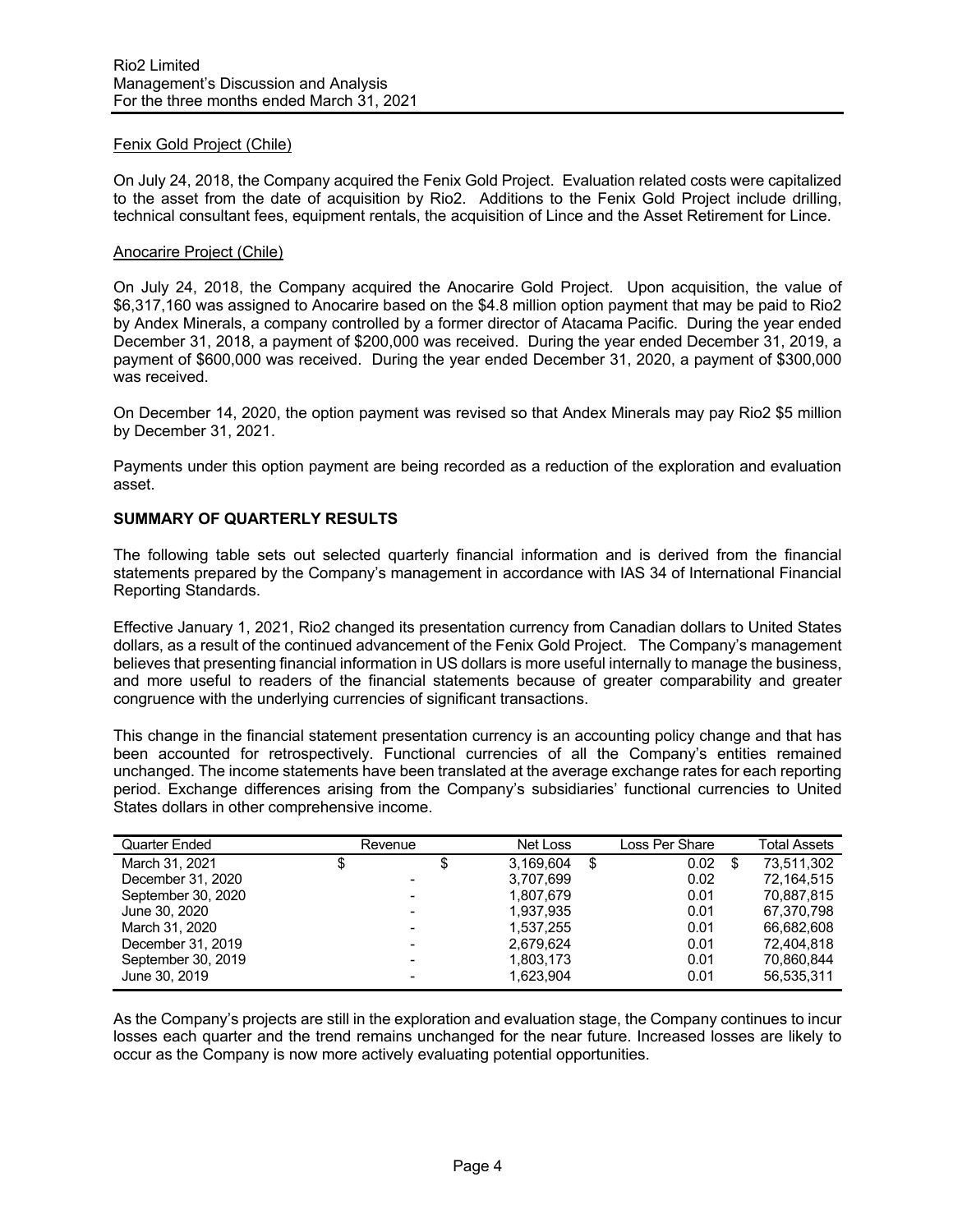Fenix Gold Project (Chile)

On July 24, 2018, the Company acquired the Fenix Gold Project. Evaluation related costs were capitalized to the asset from the date of acquisition by Rio2. Additions to the Fenix Gold Project include drilling, technical consultant fees, equipment rentals, the acquisition of Lince and the Asset Retirement for Lince.

Anocarire Project (Chile)

On July 24, 2018, the Company acquired the Anocarire Gold Project. Upon acquisition, the value of $6,317,160 was assigned to Anocarire based on the $4.8 million option payment that may be paid to Rio2 by Andex Minerals, a company controlled by a former director of Atacama Pacific. During the year ended December 31, 2018, a payment of $200,000 was received. During the year ended December 31, 2019, a payment of $600,000 was received. During the year ended December 31, 2020, a payment of $300,000 was received.

On December 14, 2020, the option payment was revised so that Andex Minerals may pay Rio2 $5 million by December 31, 2021.

Payments under this option payment are being recorded as a reduction of the exploration and evaluation asset.

## SUMMARY OF QUARTERLY RESULTS

The following table sets out selected quarterly financial information and is derived from the financial statements prepared by the Company's management in accordance with IAS 34 of International Financial Reporting Standards.

Effective January 1, 2021, Rio2 changed its presentation currency from Canadian dollars to United States dollars, as a result of the continued advancement of the Fenix Gold Project. The Company's management believes that presenting financial information in US dollars is more useful internally to manage the business, and more useful to readers of the financial statements because of greater comparability and greater congruence with the underlying currencies of significant transactions.

This change in the financial statement presentation currency is an accounting policy change and that has been accounted for retrospectively. Functional currencies of all the Company's entities remained unchanged. The income statements have been translated at the average exchange rates for each reporting period. Exchange differences arising from the Company's subsidiaries' functional currencies to United States dollars in other comprehensive income.

| Quarter Ended | Revenue | Net Loss | Loss Per Share | Total Assets |
|---|---|---|---|---|
| March 31, 2021 | $ | $ 3,169,604 | $ 0.02 | $ 73,511,302 |
| December 31, 2020 | - | 3,707,699 | 0.02 | 72,164,515 |
| September 30, 2020 | - | 1,807,679 | 0.01 | 70,887,815 |
| June 30, 2020 | - | 1,937,935 | 0.01 | 67,370,798 |
| March 31, 2020 | - | 1,537,255 | 0.01 | 66,682,608 |
| December 31, 2019 | - | 2,679,624 | 0.01 | 72,404,818 |
| September 30, 2019 | - | 1,803,173 | 0.01 | 70,860,844 |
| June 30, 2019 | - | 1,623,904 | 0.01 | 56,535,311 |

As the Company's projects are still in the exploration and evaluation stage, the Company continues to incur losses each quarter and the trend remains unchanged for the near future. Increased losses are likely to occur as the Company is now more actively evaluating potential opportunities.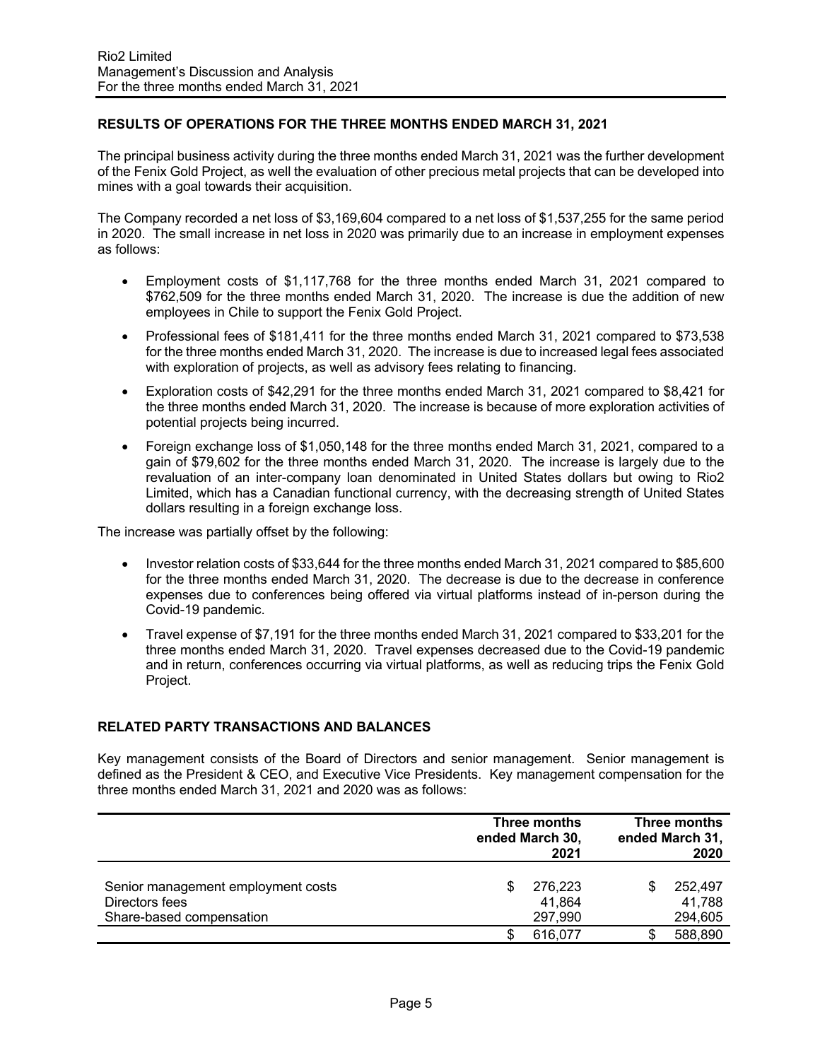## RESULTS OF OPERATIONS FOR THE THREE MONTHS ENDED MARCH 31, 2021

The principal business activity during the three months ended March 31, 2021 was the further development of the Fenix Gold Project, as well the evaluation of other precious metal projects that can be developed into mines with a goal towards their acquisition.

The Company recorded a net loss of $3,169,604 compared to a net loss of $1,537,255 for the same period in 2020. The small increase in net loss in 2020 was primarily due to an increase in employment expenses as follows:

- Employment costs of $1,117,768 for the three months ended March 31, 2021 compared to $762,509 for the three months ended March 31, 2020. The increase is due the addition of new employees in Chile to support the Fenix Gold Project.
- Professional fees of $181,411 for the three months ended March 31, 2021 compared to $73,538 for the three months ended March 31, 2020. The increase is due to increased legal fees associated with exploration of projects, as well as advisory fees relating to financing.
- Exploration costs of $42,291 for the three months ended March 31, 2021 compared to $8,421 for the three months ended March 31, 2020. The increase is because of more exploration activities of potential projects being incurred.
- Foreign exchange loss of $1,050,148 for the three months ended March 31, 2021, compared to a gain of $79,602 for the three months ended March 31, 2020. The increase is largely due to the revaluation of an inter-company loan denominated in United States dollars but owing to Rio2 Limited, which has a Canadian functional currency, with the decreasing strength of United States dollars resulting in a foreign exchange loss.

The increase was partially offset by the following:

- Investor relation costs of $33,644 for the three months ended March 31, 2021 compared to $85,600 for the three months ended March 31, 2020. The decrease is due to the decrease in conference expenses due to conferences being offered via virtual platforms instead of in-person during the Covid-19 pandemic.
- Travel expense of $7,191 for the three months ended March 31, 2021 compared to $33,201 for the three months ended March 31, 2020. Travel expenses decreased due to the Covid-19 pandemic and in return, conferences occurring via virtual platforms, as well as reducing trips the Fenix Gold Project.

## RELATED PARTY TRANSACTIONS AND BALANCES

Key management consists of the Board of Directors and senior management. Senior management is defined as the President & CEO, and Executive Vice Presidents. Key management compensation for the three months ended March 31, 2021 and 2020 was as follows:

| | Three months ended March 30, 2021 | Three months ended March 31, 2020 |
|---|---|---|
| Senior management employment costs | $ 276,223 | $ 252,497 |
| Directors fees | 41,864 | 41,788 |
| Share-based compensation | 297,990 | 294,605 |
| | $ 616,077 | $ 588,890 |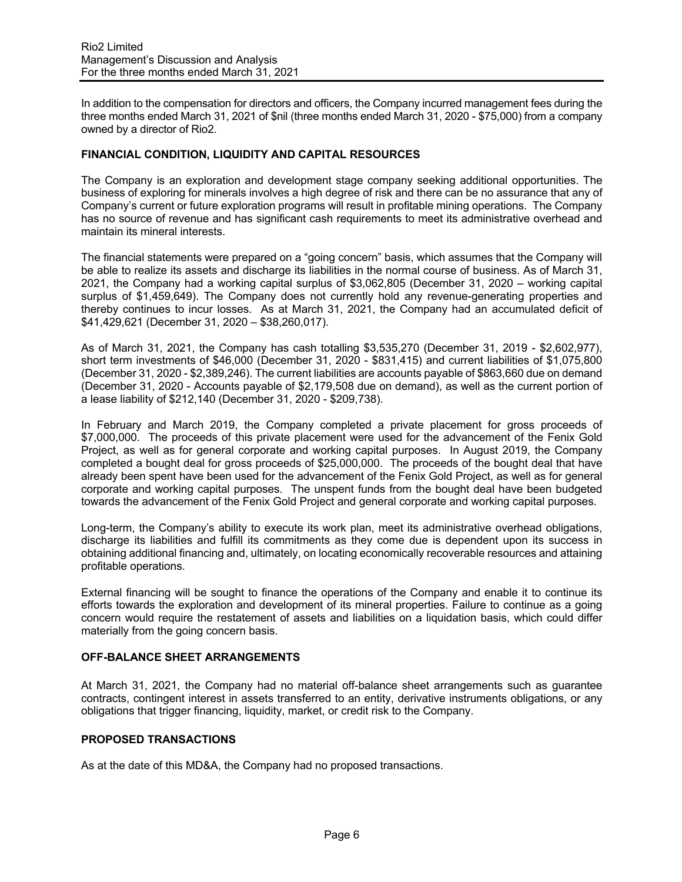In addition to the compensation for directors and officers, the Company incurred management fees during the three months ended March 31, 2021 of $nil (three months ended March 31, 2020 - $75,000) from a company owned by a director of Rio2.

## FINANCIAL CONDITION, LIQUIDITY AND CAPITAL RESOURCES

The Company is an exploration and development stage company seeking additional opportunities. The business of exploring for minerals involves a high degree of risk and there can be no assurance that any of Company's current or future exploration programs will result in profitable mining operations. The Company has no source of revenue and has significant cash requirements to meet its administrative overhead and maintain its mineral interests.

The financial statements were prepared on a "going concern" basis, which assumes that the Company will be able to realize its assets and discharge its liabilities in the normal course of business. As of March 31, 2021, the Company had a working capital surplus of $3,062,805 (December 31, 2020 – working capital surplus of $1,459,649). The Company does not currently hold any revenue-generating properties and thereby continues to incur losses. As at March 31, 2021, the Company had an accumulated deficit of $41,429,621 (December 31, 2020 – $38,260,017).

As of March 31, 2021, the Company has cash totalling $3,535,270 (December 31, 2019 - $2,602,977), short term investments of $46,000 (December 31, 2020 - $831,415) and current liabilities of $1,075,800 (December 31, 2020 - $2,389,246). The current liabilities are accounts payable of $863,660 due on demand (December 31, 2020 - Accounts payable of $2,179,508 due on demand), as well as the current portion of a lease liability of $212,140 (December 31, 2020 - $209,738).

In February and March 2019, the Company completed a private placement for gross proceeds of $7,000,000. The proceeds of this private placement were used for the advancement of the Fenix Gold Project, as well as for general corporate and working capital purposes. In August 2019, the Company completed a bought deal for gross proceeds of $25,000,000. The proceeds of the bought deal that have already been spent have been used for the advancement of the Fenix Gold Project, as well as for general corporate and working capital purposes. The unspent funds from the bought deal have been budgeted towards the advancement of the Fenix Gold Project and general corporate and working capital purposes.

Long-term, the Company's ability to execute its work plan, meet its administrative overhead obligations, discharge its liabilities and fulfill its commitments as they come due is dependent upon its success in obtaining additional financing and, ultimately, on locating economically recoverable resources and attaining profitable operations.

External financing will be sought to finance the operations of the Company and enable it to continue its efforts towards the exploration and development of its mineral properties. Failure to continue as a going concern would require the restatement of assets and liabilities on a liquidation basis, which could differ materially from the going concern basis.

## OFF-BALANCE SHEET ARRANGEMENTS

At March 31, 2021, the Company had no material off-balance sheet arrangements such as guarantee contracts, contingent interest in assets transferred to an entity, derivative instruments obligations, or any obligations that trigger financing, liquidity, market, or credit risk to the Company.

## PROPOSED TRANSACTIONS

As at the date of this MD&A, the Company had no proposed transactions.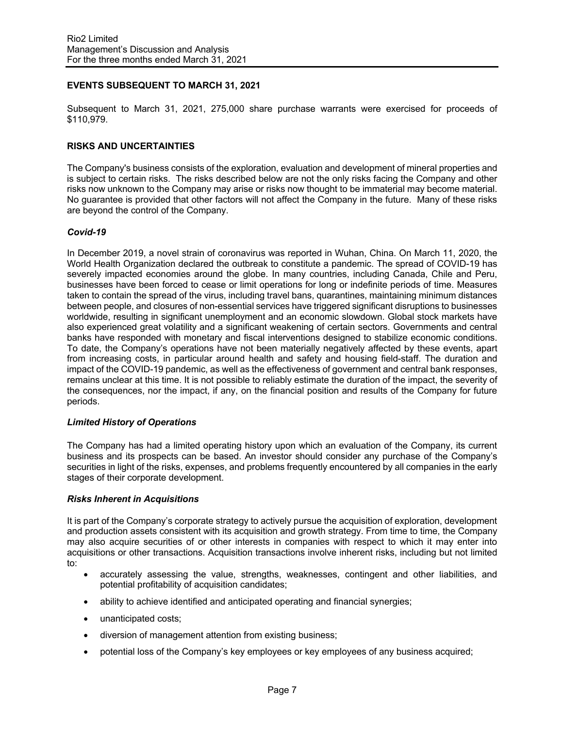## EVENTS SUBSEQUENT TO MARCH 31, 2021

Subsequent to March 31, 2021, 275,000 share purchase warrants were exercised for proceeds of $110,979.

## RISKS AND UNCERTAINTIES

The Company's business consists of the exploration, evaluation and development of mineral properties and is subject to certain risks. The risks described below are not the only risks facing the Company and other risks now unknown to the Company may arise or risks now thought to be immaterial may become material. No guarantee is provided that other factors will not affect the Company in the future. Many of these risks are beyond the control of the Company.

### *Covid-19*

In December 2019, a novel strain of coronavirus was reported in Wuhan, China. On March 11, 2020, the World Health Organization declared the outbreak to constitute a pandemic. The spread of COVID-19 has severely impacted economies around the globe. In many countries, including Canada, Chile and Peru, businesses have been forced to cease or limit operations for long or indefinite periods of time. Measures taken to contain the spread of the virus, including travel bans, quarantines, maintaining minimum distances between people, and closures of non-essential services have triggered significant disruptions to businesses worldwide, resulting in significant unemployment and an economic slowdown. Global stock markets have also experienced great volatility and a significant weakening of certain sectors. Governments and central banks have responded with monetary and fiscal interventions designed to stabilize economic conditions. To date, the Company's operations have not been materially negatively affected by these events, apart from increasing costs, in particular around health and safety and housing field-staff. The duration and impact of the COVID-19 pandemic, as well as the effectiveness of government and central bank responses, remains unclear at this time. It is not possible to reliably estimate the duration of the impact, the severity of the consequences, nor the impact, if any, on the financial position and results of the Company for future periods.

### *Limited History of Operations*

The Company has had a limited operating history upon which an evaluation of the Company, its current business and its prospects can be based. An investor should consider any purchase of the Company's securities in light of the risks, expenses, and problems frequently encountered by all companies in the early stages of their corporate development.

### *Risks Inherent in Acquisitions*

It is part of the Company's corporate strategy to actively pursue the acquisition of exploration, development and production assets consistent with its acquisition and growth strategy. From time to time, the Company may also acquire securities of or other interests in companies with respect to which it may enter into acquisitions or other transactions. Acquisition transactions involve inherent risks, including but not limited to:

- accurately assessing the value, strengths, weaknesses, contingent and other liabilities, and potential profitability of acquisition candidates;
- ability to achieve identified and anticipated operating and financial synergies;
- unanticipated costs;
- diversion of management attention from existing business;
- potential loss of the Company's key employees or key employees of any business acquired;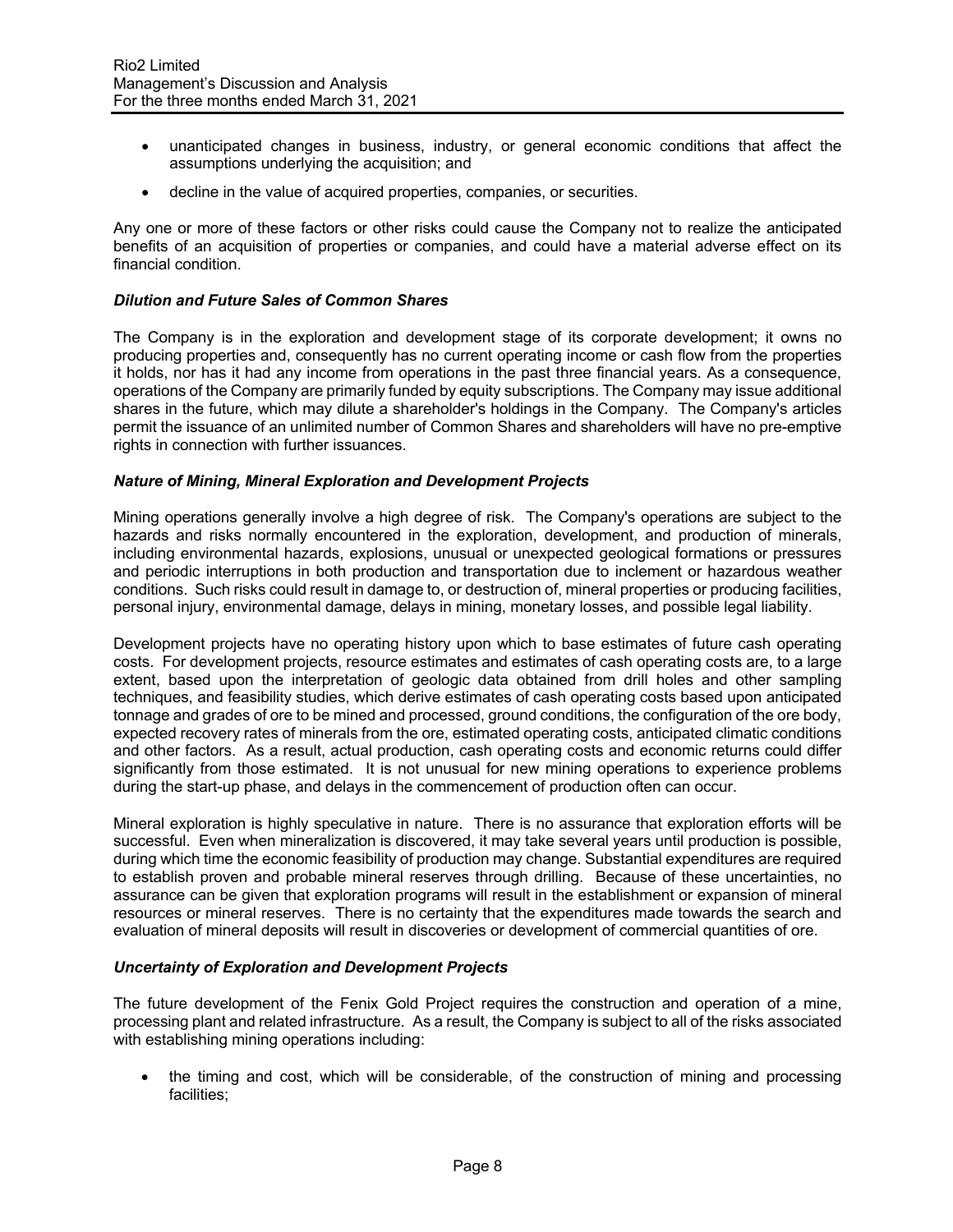- unanticipated changes in business, industry, or general economic conditions that affect the assumptions underlying the acquisition; and
- decline in the value of acquired properties, companies, or securities.

Any one or more of these factors or other risks could cause the Company not to realize the anticipated benefits of an acquisition of properties or companies, and could have a material adverse effect on its financial condition.

### *Dilution and Future Sales of Common Shares*

The Company is in the exploration and development stage of its corporate development; it owns no producing properties and, consequently has no current operating income or cash flow from the properties it holds, nor has it had any income from operations in the past three financial years. As a consequence, operations of the Company are primarily funded by equity subscriptions. The Company may issue additional shares in the future, which may dilute a shareholder's holdings in the Company. The Company's articles permit the issuance of an unlimited number of Common Shares and shareholders will have no pre-emptive rights in connection with further issuances.

### *Nature of Mining, Mineral Exploration and Development Projects*

Mining operations generally involve a high degree of risk. The Company's operations are subject to the hazards and risks normally encountered in the exploration, development, and production of minerals, including environmental hazards, explosions, unusual or unexpected geological formations or pressures and periodic interruptions in both production and transportation due to inclement or hazardous weather conditions. Such risks could result in damage to, or destruction of, mineral properties or producing facilities, personal injury, environmental damage, delays in mining, monetary losses, and possible legal liability.

Development projects have no operating history upon which to base estimates of future cash operating costs. For development projects, resource estimates and estimates of cash operating costs are, to a large extent, based upon the interpretation of geologic data obtained from drill holes and other sampling techniques, and feasibility studies, which derive estimates of cash operating costs based upon anticipated tonnage and grades of ore to be mined and processed, ground conditions, the configuration of the ore body, expected recovery rates of minerals from the ore, estimated operating costs, anticipated climatic conditions and other factors. As a result, actual production, cash operating costs and economic returns could differ significantly from those estimated. It is not unusual for new mining operations to experience problems during the start-up phase, and delays in the commencement of production often can occur.

Mineral exploration is highly speculative in nature. There is no assurance that exploration efforts will be successful. Even when mineralization is discovered, it may take several years until production is possible, during which time the economic feasibility of production may change. Substantial expenditures are required to establish proven and probable mineral reserves through drilling. Because of these uncertainties, no assurance can be given that exploration programs will result in the establishment or expansion of mineral resources or mineral reserves. There is no certainty that the expenditures made towards the search and evaluation of mineral deposits will result in discoveries or development of commercial quantities of ore.

### *Uncertainty of Exploration and Development Projects*

The future development of the Fenix Gold Project requires the construction and operation of a mine, processing plant and related infrastructure. As a result, the Company is subject to all of the risks associated with establishing mining operations including:

- the timing and cost, which will be considerable, of the construction of mining and processing facilities;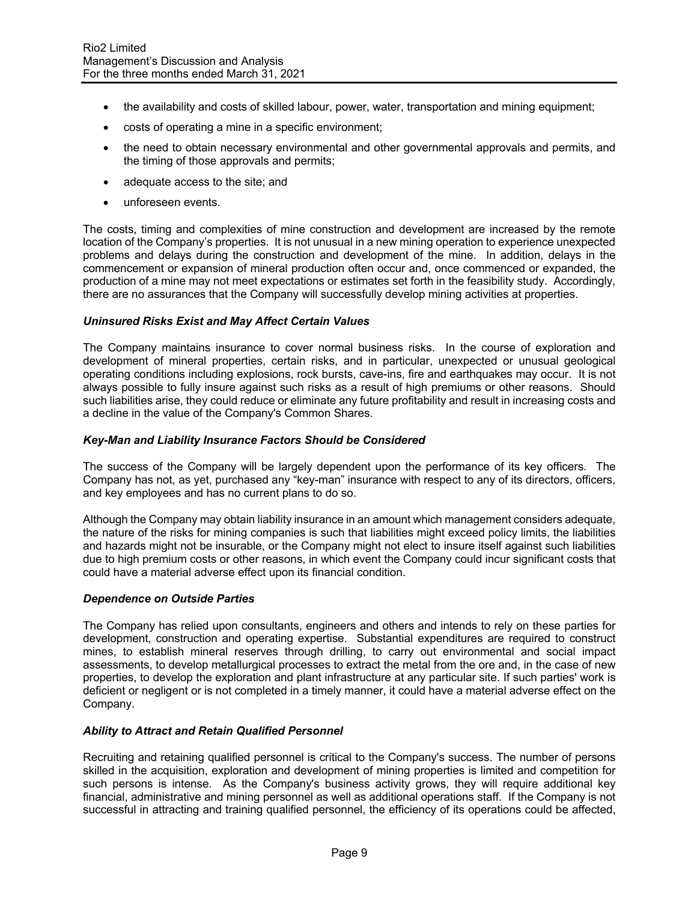- the availability and costs of skilled labour, power, water, transportation and mining equipment;
- costs of operating a mine in a specific environment;
- the need to obtain necessary environmental and other governmental approvals and permits, and the timing of those approvals and permits;
- adequate access to the site; and
- unforeseen events.

The costs, timing and complexities of mine construction and development are increased by the remote location of the Company's properties. It is not unusual in a new mining operation to experience unexpected problems and delays during the construction and development of the mine. In addition, delays in the commencement or expansion of mineral production often occur and, once commenced or expanded, the production of a mine may not meet expectations or estimates set forth in the feasibility study. Accordingly, there are no assurances that the Company will successfully develop mining activities at properties.

### *Uninsured Risks Exist and May Affect Certain Values*

The Company maintains insurance to cover normal business risks. In the course of exploration and development of mineral properties, certain risks, and in particular, unexpected or unusual geological operating conditions including explosions, rock bursts, cave-ins, fire and earthquakes may occur. It is not always possible to fully insure against such risks as a result of high premiums or other reasons. Should such liabilities arise, they could reduce or eliminate any future profitability and result in increasing costs and a decline in the value of the Company's Common Shares.

### *Key-Man and Liability Insurance Factors Should be Considered*

The success of the Company will be largely dependent upon the performance of its key officers. The Company has not, as yet, purchased any "key-man" insurance with respect to any of its directors, officers, and key employees and has no current plans to do so.

Although the Company may obtain liability insurance in an amount which management considers adequate, the nature of the risks for mining companies is such that liabilities might exceed policy limits, the liabilities and hazards might not be insurable, or the Company might not elect to insure itself against such liabilities due to high premium costs or other reasons, in which event the Company could incur significant costs that could have a material adverse effect upon its financial condition.

### *Dependence on Outside Parties*

The Company has relied upon consultants, engineers and others and intends to rely on these parties for development, construction and operating expertise. Substantial expenditures are required to construct mines, to establish mineral reserves through drilling, to carry out environmental and social impact assessments, to develop metallurgical processes to extract the metal from the ore and, in the case of new properties, to develop the exploration and plant infrastructure at any particular site. If such parties' work is deficient or negligent or is not completed in a timely manner, it could have a material adverse effect on the Company.

### *Ability to Attract and Retain Qualified Personnel*

Recruiting and retaining qualified personnel is critical to the Company's success. The number of persons skilled in the acquisition, exploration and development of mining properties is limited and competition for such persons is intense. As the Company's business activity grows, they will require additional key financial, administrative and mining personnel as well as additional operations staff. If the Company is not successful in attracting and training qualified personnel, the efficiency of its operations could be affected,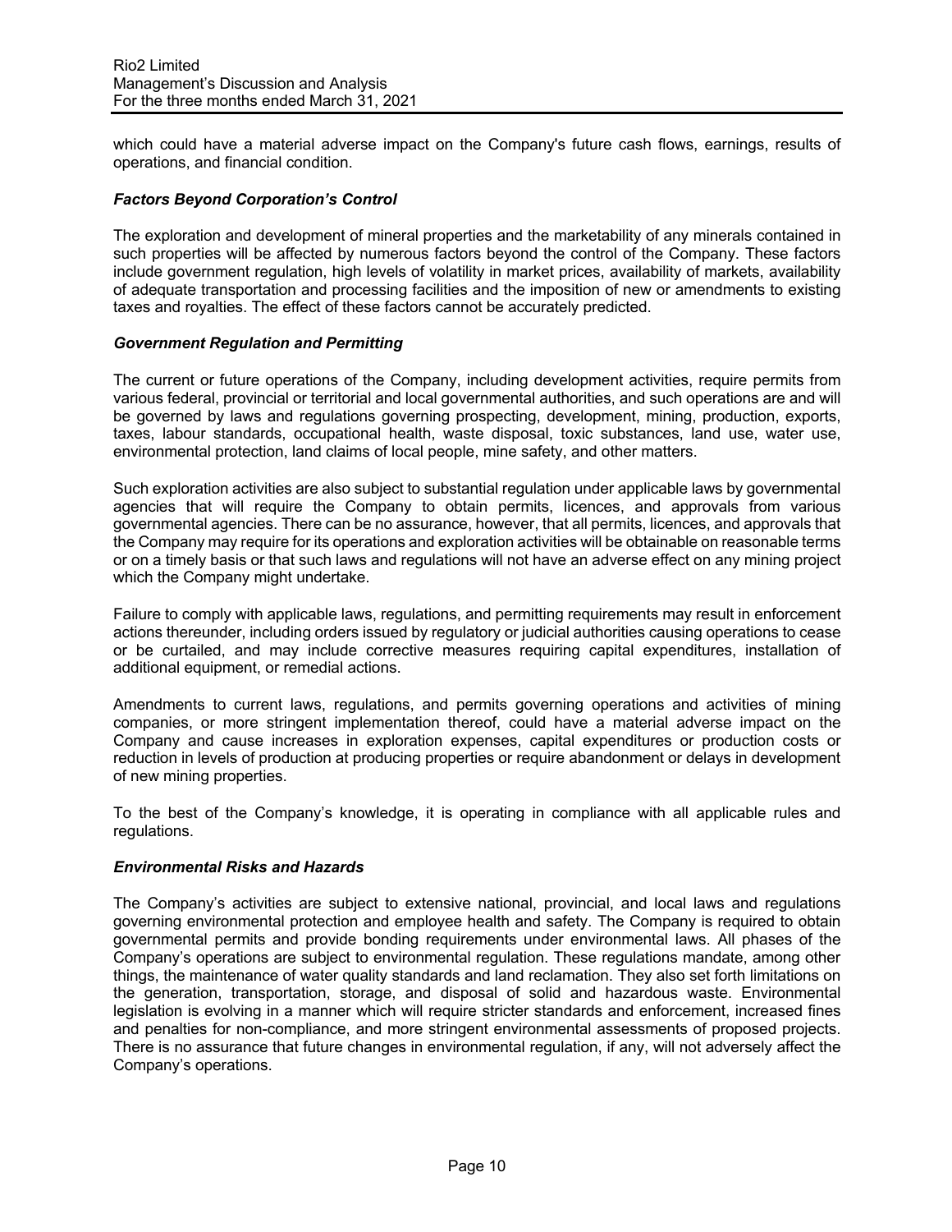which could have a material adverse impact on the Company's future cash flows, earnings, results of operations, and financial condition.

### *Factors Beyond Corporation's Control*

The exploration and development of mineral properties and the marketability of any minerals contained in such properties will be affected by numerous factors beyond the control of the Company. These factors include government regulation, high levels of volatility in market prices, availability of markets, availability of adequate transportation and processing facilities and the imposition of new or amendments to existing taxes and royalties. The effect of these factors cannot be accurately predicted.

### *Government Regulation and Permitting*

The current or future operations of the Company, including development activities, require permits from various federal, provincial or territorial and local governmental authorities, and such operations are and will be governed by laws and regulations governing prospecting, development, mining, production, exports, taxes, labour standards, occupational health, waste disposal, toxic substances, land use, water use, environmental protection, land claims of local people, mine safety, and other matters.

Such exploration activities are also subject to substantial regulation under applicable laws by governmental agencies that will require the Company to obtain permits, licences, and approvals from various governmental agencies. There can be no assurance, however, that all permits, licences, and approvals that the Company may require for its operations and exploration activities will be obtainable on reasonable terms or on a timely basis or that such laws and regulations will not have an adverse effect on any mining project which the Company might undertake.

Failure to comply with applicable laws, regulations, and permitting requirements may result in enforcement actions thereunder, including orders issued by regulatory or judicial authorities causing operations to cease or be curtailed, and may include corrective measures requiring capital expenditures, installation of additional equipment, or remedial actions.

Amendments to current laws, regulations, and permits governing operations and activities of mining companies, or more stringent implementation thereof, could have a material adverse impact on the Company and cause increases in exploration expenses, capital expenditures or production costs or reduction in levels of production at producing properties or require abandonment or delays in development of new mining properties.

To the best of the Company's knowledge, it is operating in compliance with all applicable rules and regulations.

### *Environmental Risks and Hazards*

The Company's activities are subject to extensive national, provincial, and local laws and regulations governing environmental protection and employee health and safety. The Company is required to obtain governmental permits and provide bonding requirements under environmental laws. All phases of the Company's operations are subject to environmental regulation. These regulations mandate, among other things, the maintenance of water quality standards and land reclamation. They also set forth limitations on the generation, transportation, storage, and disposal of solid and hazardous waste. Environmental legislation is evolving in a manner which will require stricter standards and enforcement, increased fines and penalties for non-compliance, and more stringent environmental assessments of proposed projects. There is no assurance that future changes in environmental regulation, if any, will not adversely affect the Company's operations.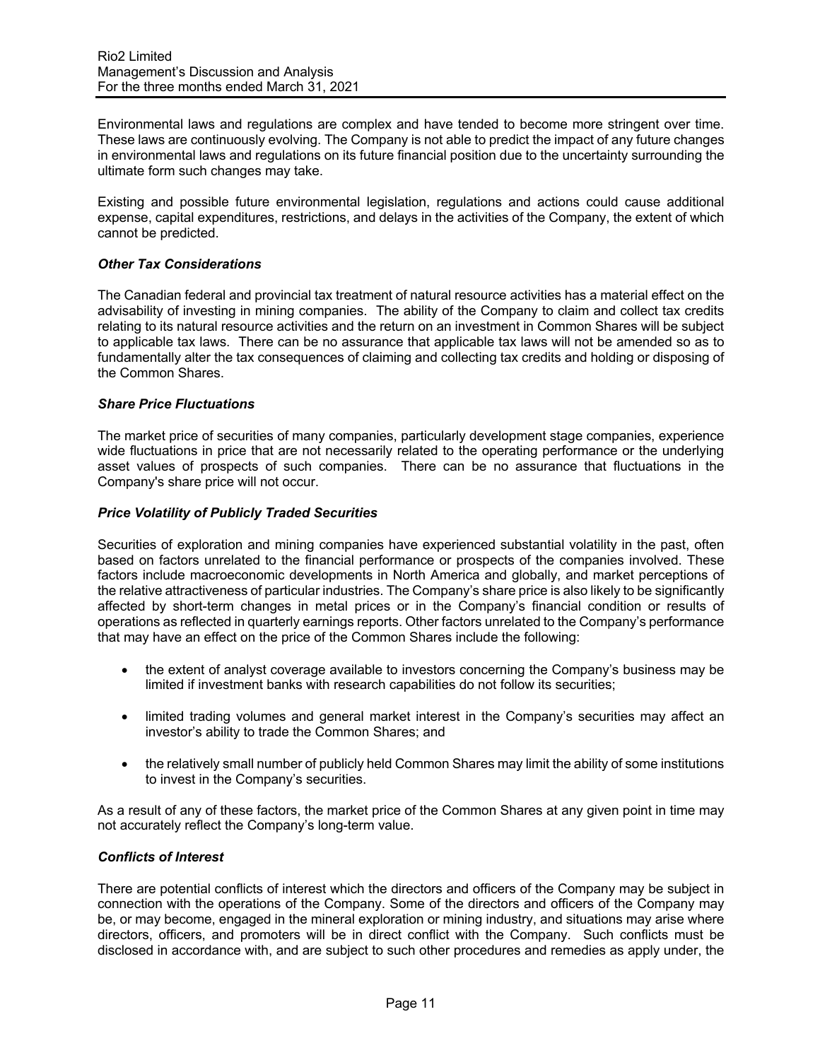Environmental laws and regulations are complex and have tended to become more stringent over time. These laws are continuously evolving. The Company is not able to predict the impact of any future changes in environmental laws and regulations on its future financial position due to the uncertainty surrounding the ultimate form such changes may take.

Existing and possible future environmental legislation, regulations and actions could cause additional expense, capital expenditures, restrictions, and delays in the activities of the Company, the extent of which cannot be predicted.

### *Other Tax Considerations*

The Canadian federal and provincial tax treatment of natural resource activities has a material effect on the advisability of investing in mining companies. The ability of the Company to claim and collect tax credits relating to its natural resource activities and the return on an investment in Common Shares will be subject to applicable tax laws. There can be no assurance that applicable tax laws will not be amended so as to fundamentally alter the tax consequences of claiming and collecting tax credits and holding or disposing of the Common Shares.

### *Share Price Fluctuations*

The market price of securities of many companies, particularly development stage companies, experience wide fluctuations in price that are not necessarily related to the operating performance or the underlying asset values of prospects of such companies. There can be no assurance that fluctuations in the Company's share price will not occur.

### *Price Volatility of Publicly Traded Securities*

Securities of exploration and mining companies have experienced substantial volatility in the past, often based on factors unrelated to the financial performance or prospects of the companies involved. These factors include macroeconomic developments in North America and globally, and market perceptions of the relative attractiveness of particular industries. The Company's share price is also likely to be significantly affected by short-term changes in metal prices or in the Company's financial condition or results of operations as reflected in quarterly earnings reports. Other factors unrelated to the Company's performance that may have an effect on the price of the Common Shares include the following:

- the extent of analyst coverage available to investors concerning the Company's business may be limited if investment banks with research capabilities do not follow its securities;

- limited trading volumes and general market interest in the Company's securities may affect an investor's ability to trade the Common Shares; and

- the relatively small number of publicly held Common Shares may limit the ability of some institutions to invest in the Company's securities.

As a result of any of these factors, the market price of the Common Shares at any given point in time may not accurately reflect the Company's long-term value.

### *Conflicts of Interest*

There are potential conflicts of interest which the directors and officers of the Company may be subject in connection with the operations of the Company. Some of the directors and officers of the Company may be, or may become, engaged in the mineral exploration or mining industry, and situations may arise where directors, officers, and promoters will be in direct conflict with the Company. Such conflicts must be disclosed in accordance with, and are subject to such other procedures and remedies as apply under, the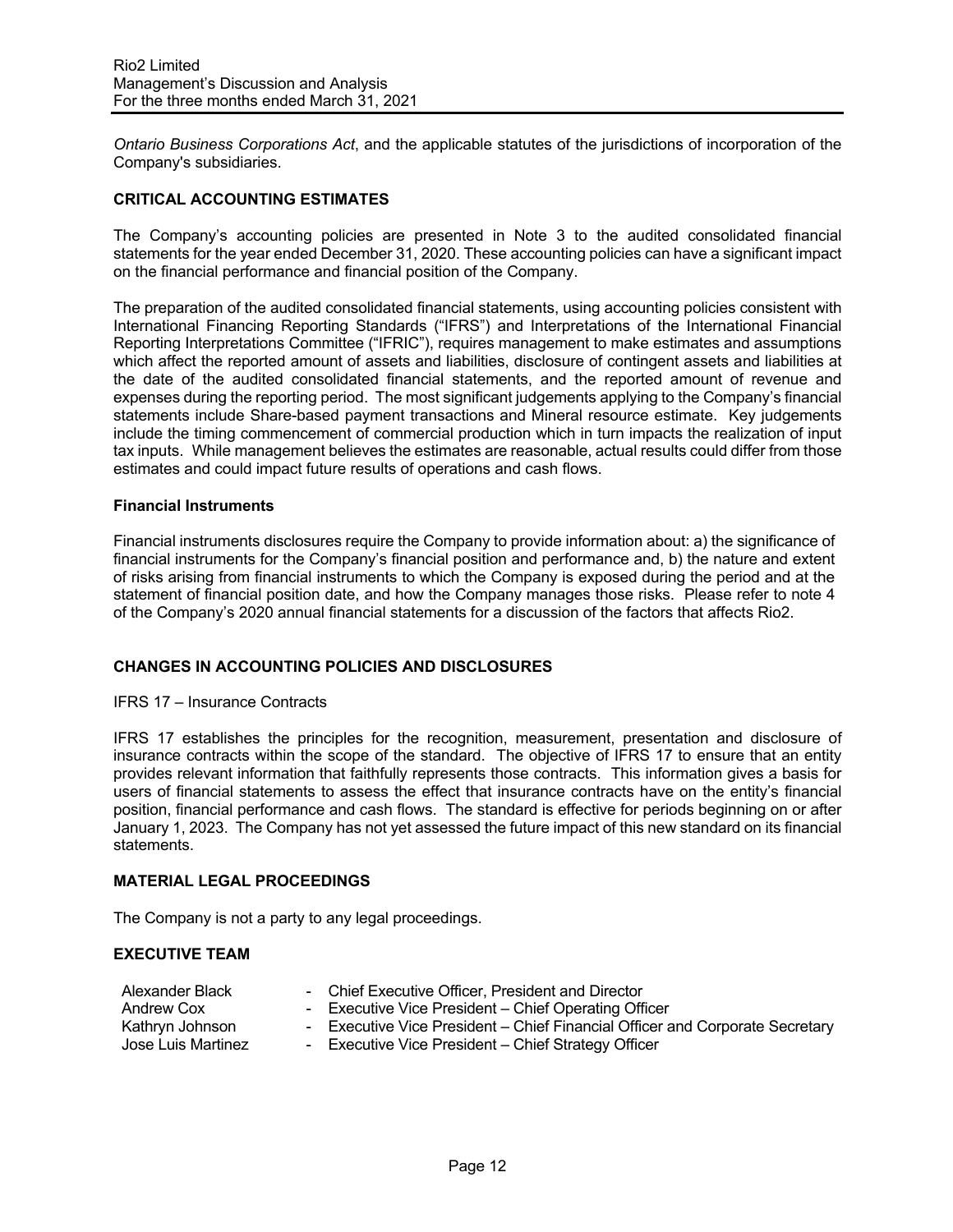*Ontario Business Corporations Act*, and the applicable statutes of the jurisdictions of incorporation of the Company's subsidiaries.

## CRITICAL ACCOUNTING ESTIMATES

The Company's accounting policies are presented in Note 3 to the audited consolidated financial statements for the year ended December 31, 2020. These accounting policies can have a significant impact on the financial performance and financial position of the Company.

The preparation of the audited consolidated financial statements, using accounting policies consistent with International Financing Reporting Standards ("IFRS") and Interpretations of the International Financial Reporting Interpretations Committee ("IFRIC"), requires management to make estimates and assumptions which affect the reported amount of assets and liabilities, disclosure of contingent assets and liabilities at the date of the audited consolidated financial statements, and the reported amount of revenue and expenses during the reporting period. The most significant judgements applying to the Company's financial statements include Share-based payment transactions and Mineral resource estimate. Key judgements include the timing commencement of commercial production which in turn impacts the realization of input tax inputs. While management believes the estimates are reasonable, actual results could differ from those estimates and could impact future results of operations and cash flows.

### Financial Instruments

Financial instruments disclosures require the Company to provide information about: a) the significance of financial instruments for the Company's financial position and performance and, b) the nature and extent of risks arising from financial instruments to which the Company is exposed during the period and at the statement of financial position date, and how the Company manages those risks. Please refer to note 4 of the Company's 2020 annual financial statements for a discussion of the factors that affects Rio2.

## CHANGES IN ACCOUNTING POLICIES AND DISCLOSURES

IFRS 17 – Insurance Contracts

IFRS 17 establishes the principles for the recognition, measurement, presentation and disclosure of insurance contracts within the scope of the standard. The objective of IFRS 17 to ensure that an entity provides relevant information that faithfully represents those contracts. This information gives a basis for users of financial statements to assess the effect that insurance contracts have on the entity's financial position, financial performance and cash flows. The standard is effective for periods beginning on or after January 1, 2023. The Company has not yet assessed the future impact of this new standard on its financial statements.

## MATERIAL LEGAL PROCEEDINGS

The Company is not a party to any legal proceedings.

## EXECUTIVE TEAM

| | |
|---|---|
| Alexander Black | - Chief Executive Officer, President and Director |
| Andrew Cox | - Executive Vice President – Chief Operating Officer |
| Kathryn Johnson | - Executive Vice President – Chief Financial Officer and Corporate Secretary |
| Jose Luis Martinez | - Executive Vice President – Chief Strategy Officer |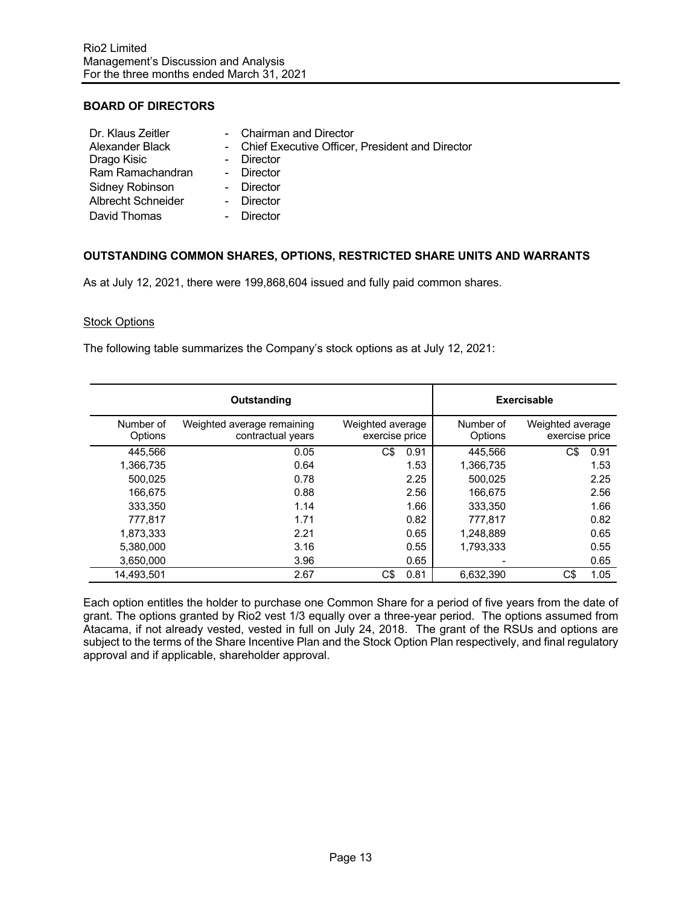## BOARD OF DIRECTORS

| | |
|---|---|
| Dr. Klaus Zeitler | - Chairman and Director |
| Alexander Black | - Chief Executive Officer, President and Director |
| Drago Kisic | - Director |
| Ram Ramachandran | - Director |
| Sidney Robinson | - Director |
| Albrecht Schneider | - Director |
| David Thomas | - Director |

## OUTSTANDING COMMON SHARES, OPTIONS, RESTRICTED SHARE UNITS AND WARRANTS

As at July 12, 2021, there were 199,868,604 issued and fully paid common shares.

### Stock Options

The following table summarizes the Company's stock options as at July 12, 2021:

| Outstanding | | | Exercisable | |
|---|---|---|---|---|
| Number of Options | Weighted average remaining contractual years | Weighted average exercise price | Number of Options | Weighted average exercise price |
| 445,566 | 0.05 | C$ 0.91 | 445,566 | C$ 0.91 |
| 1,366,735 | 0.64 | 1.53 | 1,366,735 | 1.53 |
| 500,025 | 0.78 | 2.25 | 500,025 | 2.25 |
| 166,675 | 0.88 | 2.56 | 166,675 | 2.56 |
| 333,350 | 1.14 | 1.66 | 333,350 | 1.66 |
| 777,817 | 1.71 | 0.82 | 777,817 | 0.82 |
| 1,873,333 | 2.21 | 0.65 | 1,248,889 | 0.65 |
| 5,380,000 | 3.16 | 0.55 | 1,793,333 | 0.55 |
| 3,650,000 | 3.96 | 0.65 | - | 0.65 |
| 14,493,501 | 2.67 | C$ 0.81 | 6,632,390 | C$ 1.05 |

Each option entitles the holder to purchase one Common Share for a period of five years from the date of grant. The options granted by Rio2 vest 1/3 equally over a three-year period. The options assumed from Atacama, if not already vested, vested in full on July 24, 2018. The grant of the RSUs and options are subject to the terms of the Share Incentive Plan and the Stock Option Plan respectively, and final regulatory approval and if applicable, shareholder approval.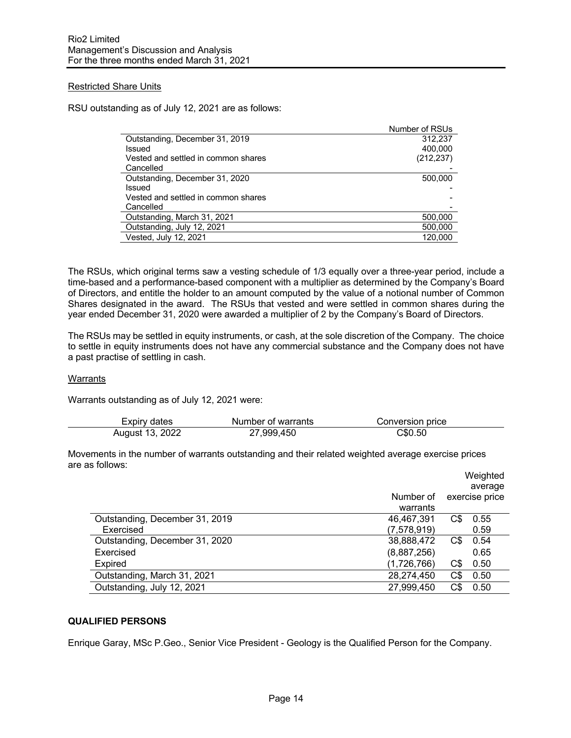Restricted Share Units

RSU outstanding as of July 12, 2021 are as follows:

| | Number of RSUs |
|---|---|
| Outstanding, December 31, 2019 | 312,237 |
| Issued | 400,000 |
| Vested and settled in common shares | (212,237) |
| Cancelled | - |
| Outstanding, December 31, 2020 | 500,000 |
| Issued | - |
| Vested and settled in common shares | - |
| Cancelled | - |
| Outstanding, March 31, 2021 | 500,000 |
| Outstanding, July 12, 2021 | 500,000 |
| Vested, July 12, 2021 | 120,000 |

The RSUs, which original terms saw a vesting schedule of 1/3 equally over a three-year period, include a time-based and a performance-based component with a multiplier as determined by the Company's Board of Directors, and entitle the holder to an amount computed by the value of a notional number of Common Shares designated in the award. The RSUs that vested and were settled in common shares during the year ended December 31, 2020 were awarded a multiplier of 2 by the Company's Board of Directors.

The RSUs may be settled in equity instruments, or cash, at the sole discretion of the Company. The choice to settle in equity instruments does not have any commercial substance and the Company does not have a past practise of settling in cash.

Warrants

Warrants outstanding as of July 12, 2021 were:

| Expiry dates | Number of warrants | Conversion price |
|---|---|---|
| August 13, 2022 | 27,999,450 | C$0.50 |

Movements in the number of warrants outstanding and their related weighted average exercise prices are as follows:

| | Number of warrants | Weighted average exercise price |
|---|---|---|
| Outstanding, December 31, 2019 | 46,467,391 | C$ 0.55 |
| Exercised | (7,578,919) | 0.59 |
| Outstanding, December 31, 2020 | 38,888,472 | C$ 0.54 |
| Exercised | (8,887,256) | 0.65 |
| Expired | (1,726,766) | C$ 0.50 |
| Outstanding, March 31, 2021 | 28,274,450 | C$ 0.50 |
| Outstanding, July 12, 2021 | 27,999,450 | C$ 0.50 |

**QUALIFIED PERSONS**

Enrique Garay, MSc P.Geo., Senior Vice President - Geology is the Qualified Person for the Company.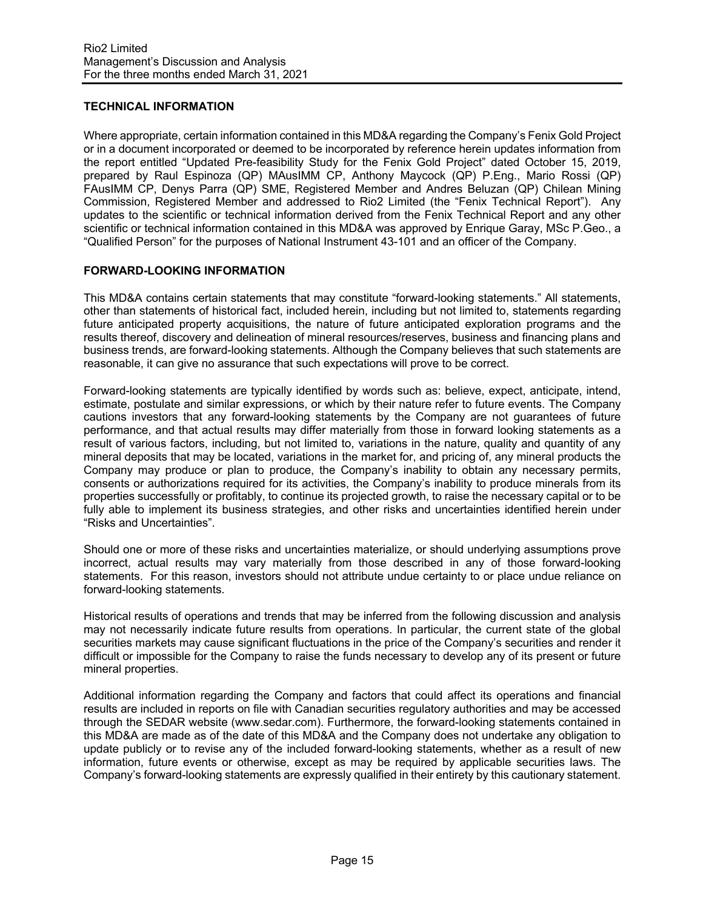## TECHNICAL INFORMATION

Where appropriate, certain information contained in this MD&A regarding the Company's Fenix Gold Project or in a document incorporated or deemed to be incorporated by reference herein updates information from the report entitled "Updated Pre-feasibility Study for the Fenix Gold Project" dated October 15, 2019, prepared by Raul Espinoza (QP) MAusIMM CP, Anthony Maycock (QP) P.Eng., Mario Rossi (QP) FAusIMM CP, Denys Parra (QP) SME, Registered Member and Andres Beluzan (QP) Chilean Mining Commission, Registered Member and addressed to Rio2 Limited (the "Fenix Technical Report"). Any updates to the scientific or technical information derived from the Fenix Technical Report and any other scientific or technical information contained in this MD&A was approved by Enrique Garay, MSc P.Geo., a "Qualified Person" for the purposes of National Instrument 43-101 and an officer of the Company.

## FORWARD-LOOKING INFORMATION

This MD&A contains certain statements that may constitute "forward-looking statements." All statements, other than statements of historical fact, included herein, including but not limited to, statements regarding future anticipated property acquisitions, the nature of future anticipated exploration programs and the results thereof, discovery and delineation of mineral resources/reserves, business and financing plans and business trends, are forward-looking statements. Although the Company believes that such statements are reasonable, it can give no assurance that such expectations will prove to be correct.

Forward-looking statements are typically identified by words such as: believe, expect, anticipate, intend, estimate, postulate and similar expressions, or which by their nature refer to future events. The Company cautions investors that any forward-looking statements by the Company are not guarantees of future performance, and that actual results may differ materially from those in forward looking statements as a result of various factors, including, but not limited to, variations in the nature, quality and quantity of any mineral deposits that may be located, variations in the market for, and pricing of, any mineral products the Company may produce or plan to produce, the Company's inability to obtain any necessary permits, consents or authorizations required for its activities, the Company's inability to produce minerals from its properties successfully or profitably, to continue its projected growth, to raise the necessary capital or to be fully able to implement its business strategies, and other risks and uncertainties identified herein under "Risks and Uncertainties".

Should one or more of these risks and uncertainties materialize, or should underlying assumptions prove incorrect, actual results may vary materially from those described in any of those forward-looking statements. For this reason, investors should not attribute undue certainty to or place undue reliance on forward-looking statements.

Historical results of operations and trends that may be inferred from the following discussion and analysis may not necessarily indicate future results from operations. In particular, the current state of the global securities markets may cause significant fluctuations in the price of the Company's securities and render it difficult or impossible for the Company to raise the funds necessary to develop any of its present or future mineral properties.

Additional information regarding the Company and factors that could affect its operations and financial results are included in reports on file with Canadian securities regulatory authorities and may be accessed through the SEDAR website (www.sedar.com). Furthermore, the forward-looking statements contained in this MD&A are made as of the date of this MD&A and the Company does not undertake any obligation to update publicly or to revise any of the included forward-looking statements, whether as a result of new information, future events or otherwise, except as may be required by applicable securities laws. The Company's forward-looking statements are expressly qualified in their entirety by this cautionary statement.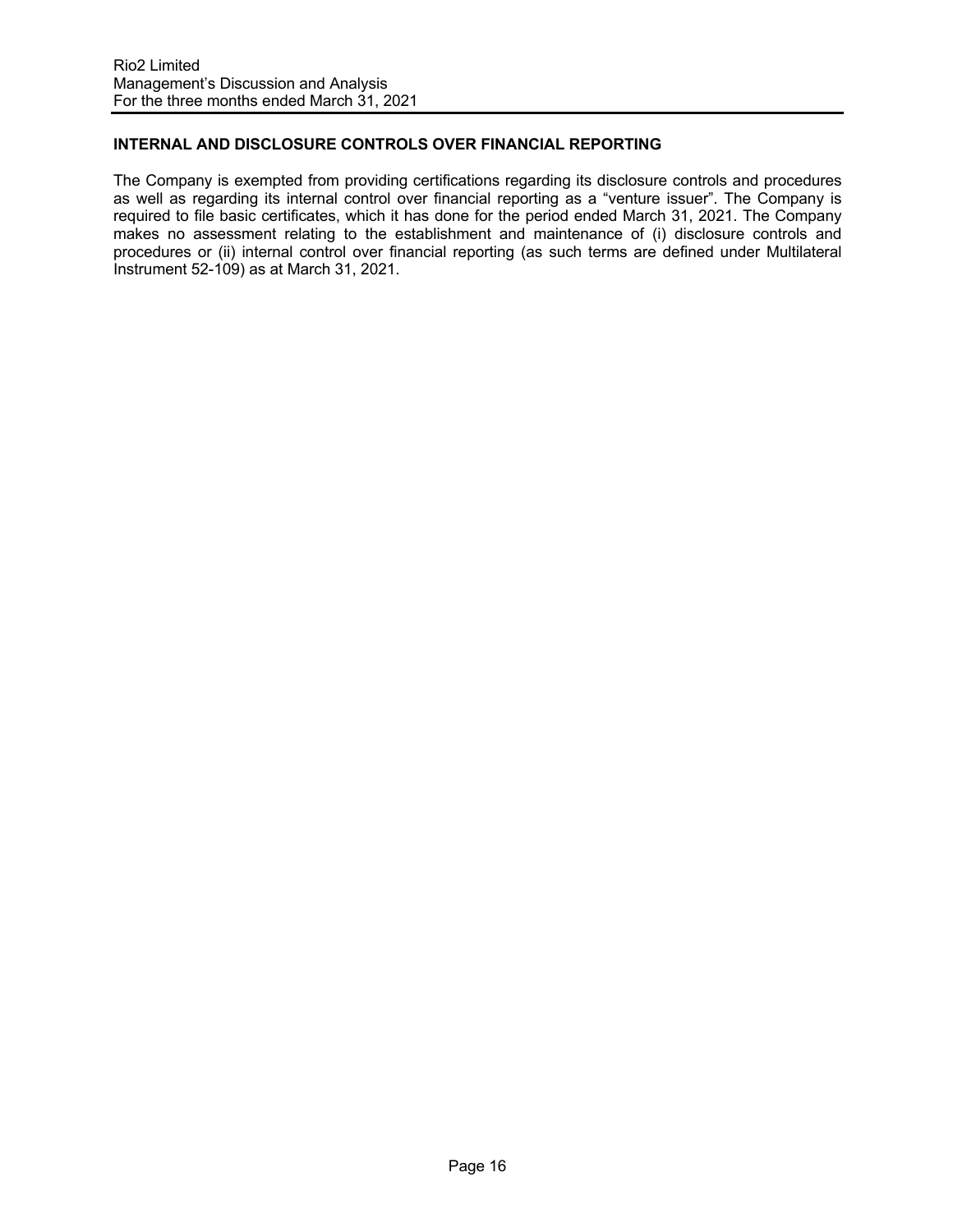## INTERNAL AND DISCLOSURE CONTROLS OVER FINANCIAL REPORTING

The Company is exempted from providing certifications regarding its disclosure controls and procedures as well as regarding its internal control over financial reporting as a "venture issuer". The Company is required to file basic certificates, which it has done for the period ended March 31, 2021. The Company makes no assessment relating to the establishment and maintenance of (i) disclosure controls and procedures or (ii) internal control over financial reporting (as such terms are defined under Multilateral Instrument 52-109) as at March 31, 2021.